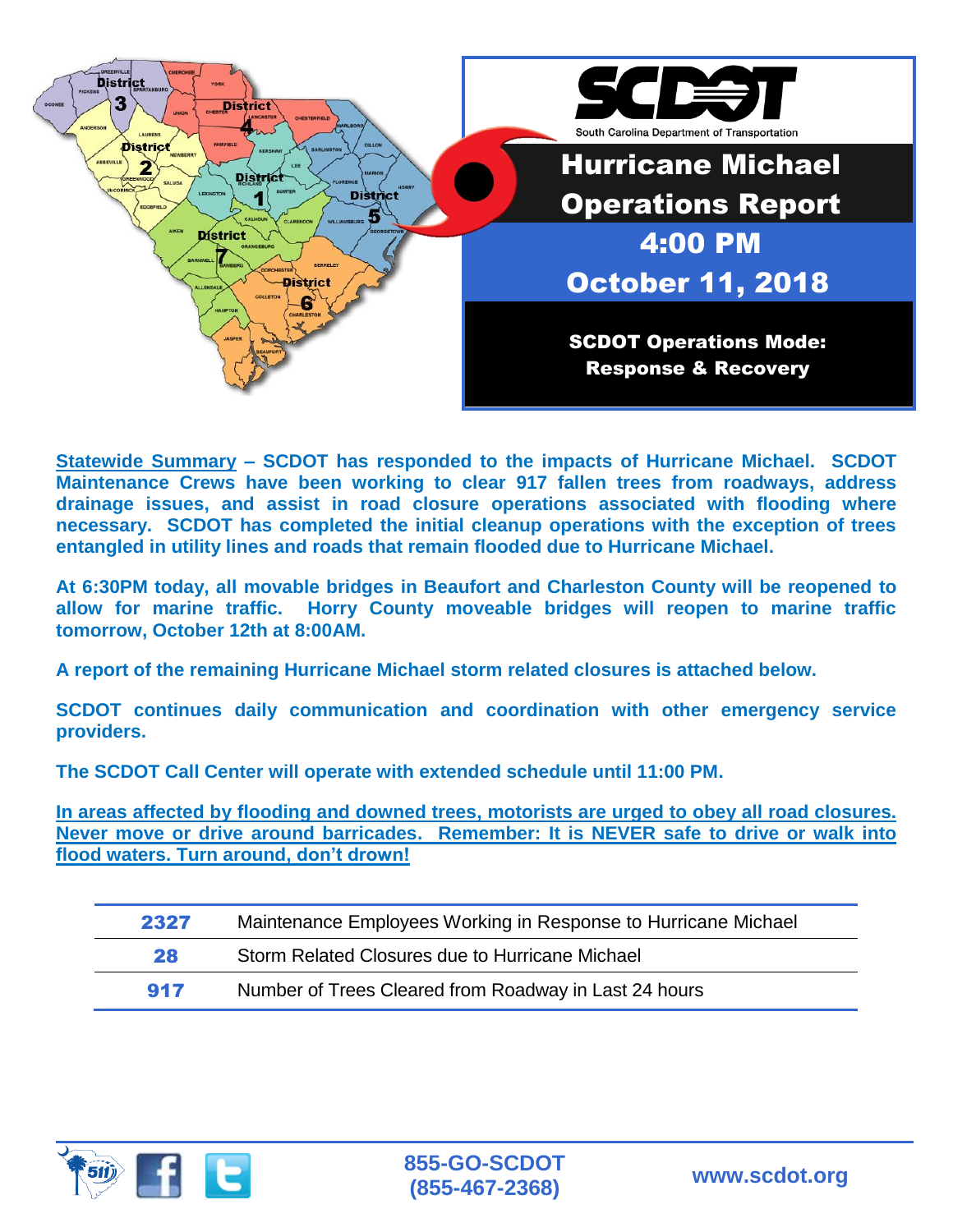# Hurricane Michael Operations Report

## 4:00 PM

## October 11, 2018

**SCDOT Operations Mode: Response & Recovery**

**<u>Statewide Summary</u> – SCDOT has responded to the impacts of Hurricane Michael. SCDOT Maintenance Crews have been working to clear 917 fallen trees from roadways, address drainage issues, and assist in road closure operations associated with flooding where necessary. SCDOT has completed the initial cleanup operations with the exception of trees entangled in utility lines and roads that remain flooded due to Hurricane Michael.**

**At 6:30PM today, all movable bridges in Beaufort and Charleston County will be reopened to allow for marine traffic. Horry County moveable bridges will reopen to marine traffic tomorrow, October 12th at 8:00AM.**

**A report of the remaining Hurricane Michael storm related closures is attached below.**

**SCDOT continues daily communication and coordination with other emergency service providers.**

**The SCDOT Call Center will operate with extended schedule until 11:00 PM.**

**<u>In areas affected by flooding and downed trees, motorists are urged to obey all road closures. Never move or drive around barricades. Remember: It is NEVER safe to drive or walk into flood waters. Turn around, don't drown!</u>**

| | |
|---|---|
| **2327** | Maintenance Employees Working in Response to Hurricane Michael |
| **28** | Storm Related Closures due to Hurricane Michael |
| **917** | Number of Trees Cleared from Roadway in Last 24 hours |

855-GO-SCDOT (855-467-2368)

www.scdot.org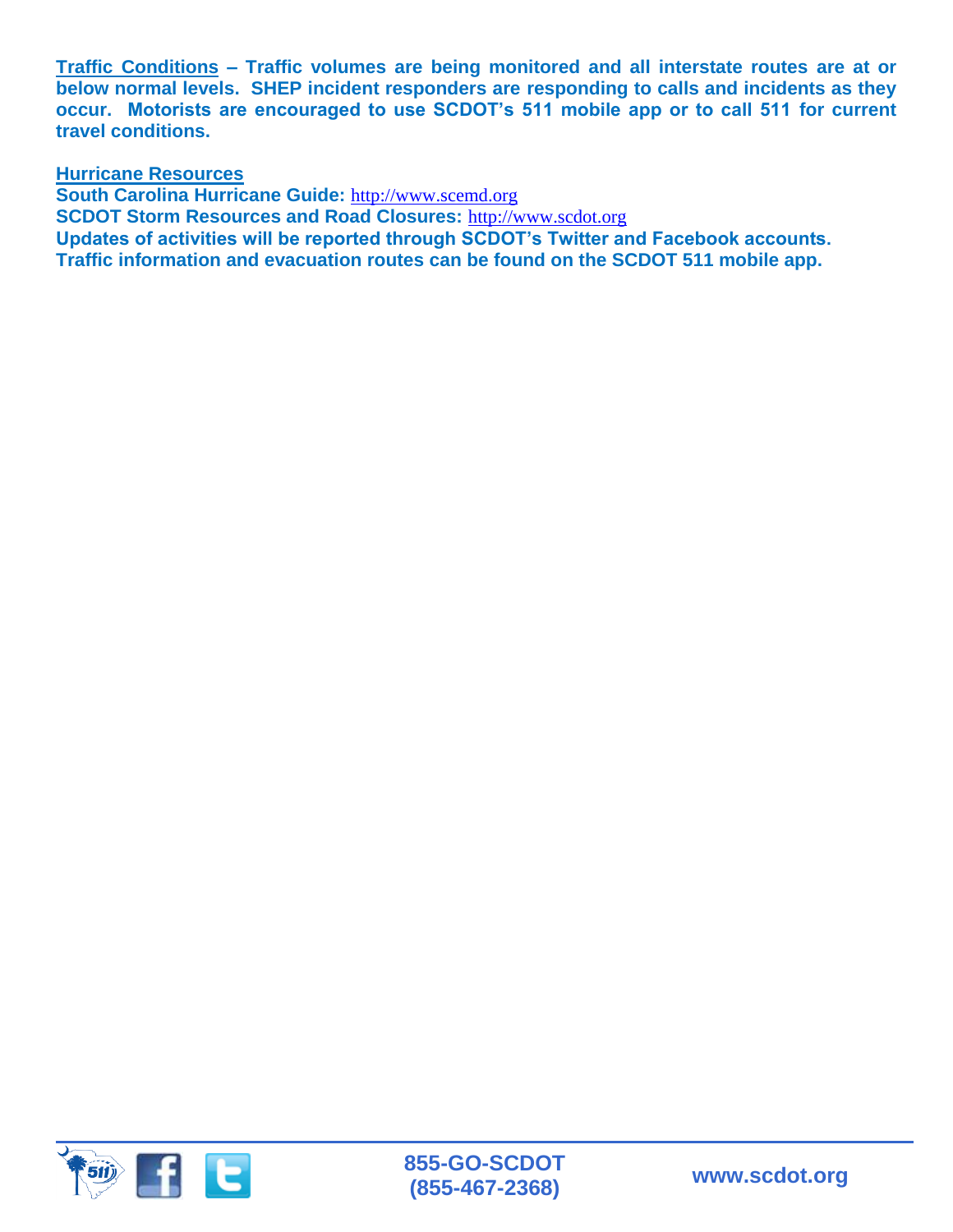**Traffic Conditions – Traffic volumes are being monitored and all interstate routes are at or below normal levels. SHEP incident responders are responding to calls and incidents as they occur. Motorists are encouraged to use SCDOT's 511 mobile app or to call 511 for current travel conditions.**

**Hurricane Resources**

**South Carolina Hurricane Guide:** http://www.scemd.org

**SCDOT Storm Resources and Road Closures:** http://www.scdot.org

**Updates of activities will be reported through SCDOT's Twitter and Facebook accounts.**

**Traffic information and evacuation routes can be found on the SCDOT 511 mobile app.**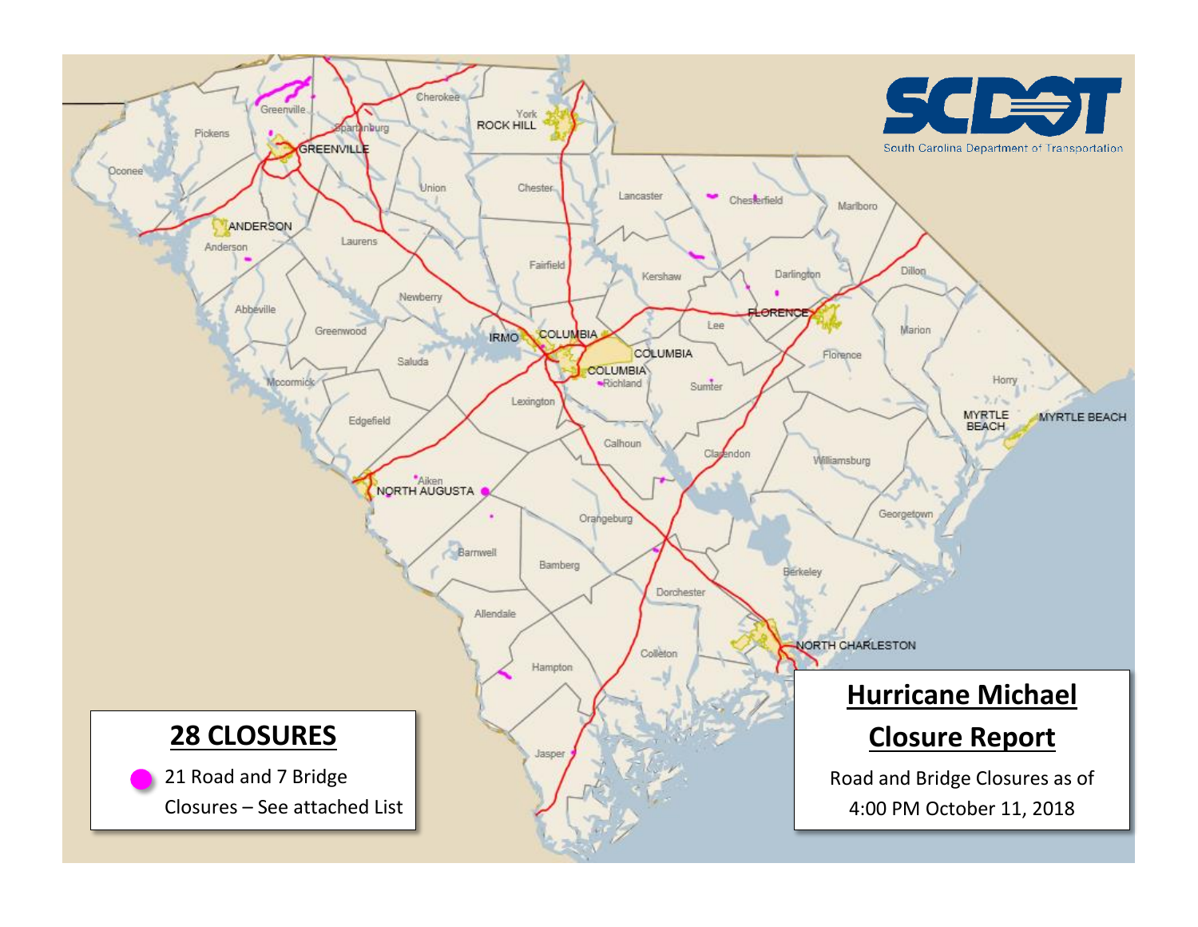# Hurricane Michael Closure Report

Road and Bridge Closures as of 4:00 PM October 11, 2018

## 28 CLOSURES

21 Road and 7 Bridge Closures – See attached List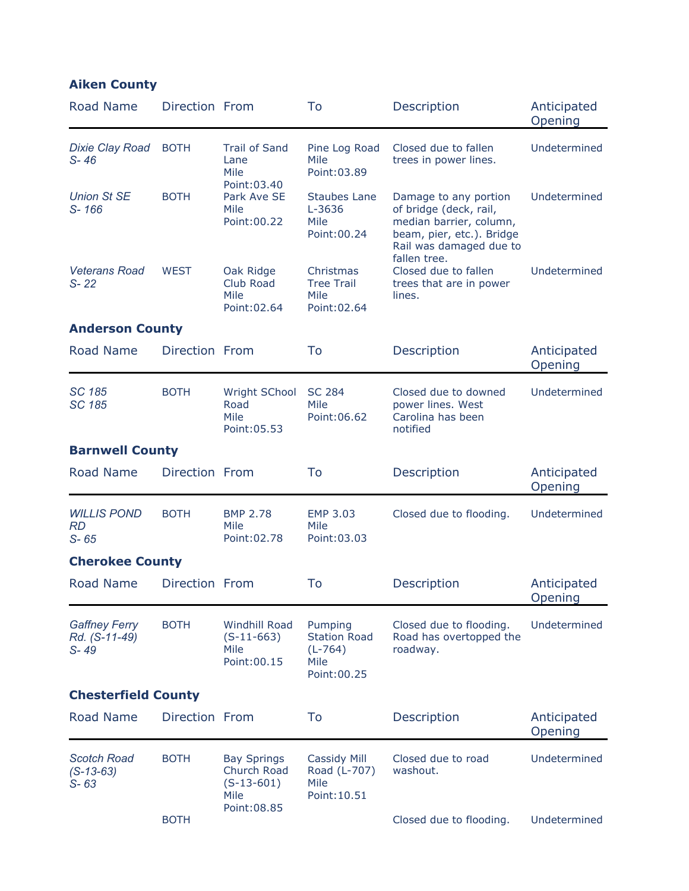## Aiken County

| Road Name | Direction | From | To | Description | Anticipated Opening |
|---|---|---|---|---|---|
| *Dixie Clay Road S- 46* | BOTH | Trail of Sand Lane Mile Point:03.40 | Pine Log Road Mile Point:03.89 | Closed due to fallen trees in power lines. | Undetermined |
| *Union St SE S- 166* | BOTH | Park Ave SE Mile Point:00.22 | Staubes Lane L-3636 Mile Point:00.24 | Damage to any portion of bridge (deck, rail, median barrier, column, beam, pier, etc.). Bridge Rail was damaged due to fallen tree. | Undetermined |
| *Veterans Road S- 22* | WEST | Oak Ridge Club Road Mile Point:02.64 | Christmas Tree Trail Mile Point:02.64 | Closed due to fallen trees that are in power lines. | Undetermined |

## Anderson County

| Road Name | Direction | From | To | Description | Anticipated Opening |
|---|---|---|---|---|---|
| *SC 185 SC 185* | BOTH | Wright SChool Road Mile Point:05.53 | SC 284 Mile Point:06.62 | Closed due to downed power lines. West Carolina has been notified | Undetermined |

## Barnwell County

| Road Name | Direction | From | To | Description | Anticipated Opening |
|---|---|---|---|---|---|
| *WILLIS POND RD S- 65* | BOTH | BMP 2.78 Mile Point:02.78 | EMP 3.03 Mile Point:03.03 | Closed due to flooding. | Undetermined |

## Cherokee County

| Road Name | Direction | From | To | Description | Anticipated Opening |
|---|---|---|---|---|---|
| *Gaffney Ferry Rd. (S-11-49) S- 49* | BOTH | Windhill Road (S-11-663) Mile Point:00.15 | Pumping Station Road (L-764) Mile Point:00.25 | Closed due to flooding. Road has overtopped the roadway. | Undetermined |

## Chesterfield County

| Road Name | Direction | From | To | Description | Anticipated Opening |
|---|---|---|---|---|---|
| *Scotch Road (S-13-63) S- 63* | BOTH | Bay Springs Church Road (S-13-601) Mile Point:08.85 | Cassidy Mill Road (L-707) Mile Point:10.51 | Closed due to road washout. | Undetermined |
| | BOTH | | | Closed due to flooding. | Undetermined |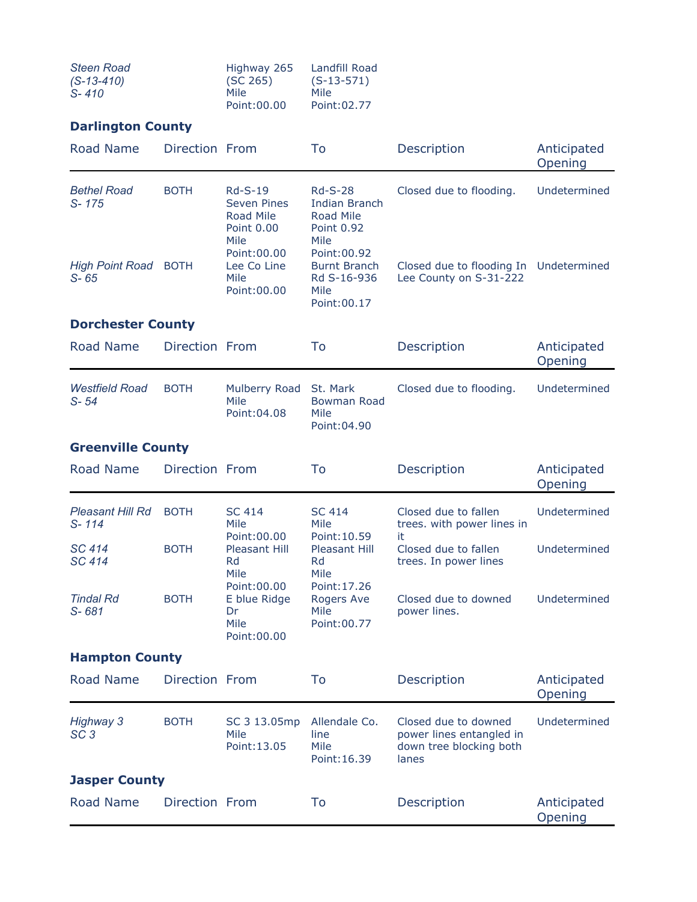| *Steen Road (S-13-410) S- 410* | | Highway 265 (SC 265) Mile Point:00.00 | Landfill Road (S-13-571) Mile Point:02.77 | | |
|---|---|---|---|---|---|

### Darlington County

| Road Name | Direction | From | To | Description | Anticipated Opening |
|---|---|---|---|---|---|
| *Bethel Road S- 175* | BOTH | Rd-S-19 Seven Pines Road Mile Point 0.00 Mile Point:00.00 | Rd-S-28 Indian Branch Road Mile Point 0.92 Mile Point:00.92 | Closed due to flooding. | Undetermined |
| *High Point Road S- 65* | BOTH | Lee Co Line Mile Point:00.00 | Burnt Branch Rd S-16-936 Mile Point:00.17 | Closed due to flooding In Lee County on S-31-222 | Undetermined |

### Dorchester County

| Road Name | Direction | From | To | Description | Anticipated Opening |
|---|---|---|---|---|---|
| *Westfield Road S- 54* | BOTH | Mulberry Road Mile Point:04.08 | St. Mark Bowman Road Mile Point:04.90 | Closed due to flooding. | Undetermined |

### Greenville County

| Road Name | Direction | From | To | Description | Anticipated Opening |
|---|---|---|---|---|---|
| *Pleasant Hill Rd S- 114* | BOTH | SC 414 Mile Point:00.00 | SC 414 Mile Point:10.59 | Closed due to fallen trees. with power lines in it | Undetermined |
| *SC 414 SC 414* | BOTH | Pleasant Hill Rd Mile Point:00.00 | Pleasant Hill Rd Mile Point:17.26 | Closed due to fallen trees. In power lines | Undetermined |
| *Tindal Rd S- 681* | BOTH | E blue Ridge Dr Mile Point:00.00 | Rogers Ave Mile Point:00.77 | Closed due to downed power lines. | Undetermined |

### Hampton County

| Road Name | Direction | From | To | Description | Anticipated Opening |
|---|---|---|---|---|---|
| *Highway 3 SC 3* | BOTH | SC 3 13.05mp Mile Point:13.05 | Allendale Co. line Mile Point:16.39 | Closed due to downed power lines entangled in down tree blocking both lanes | Undetermined |

### Jasper County

| Road Name | Direction | From | To | Description | Anticipated Opening |
|---|---|---|---|---|---|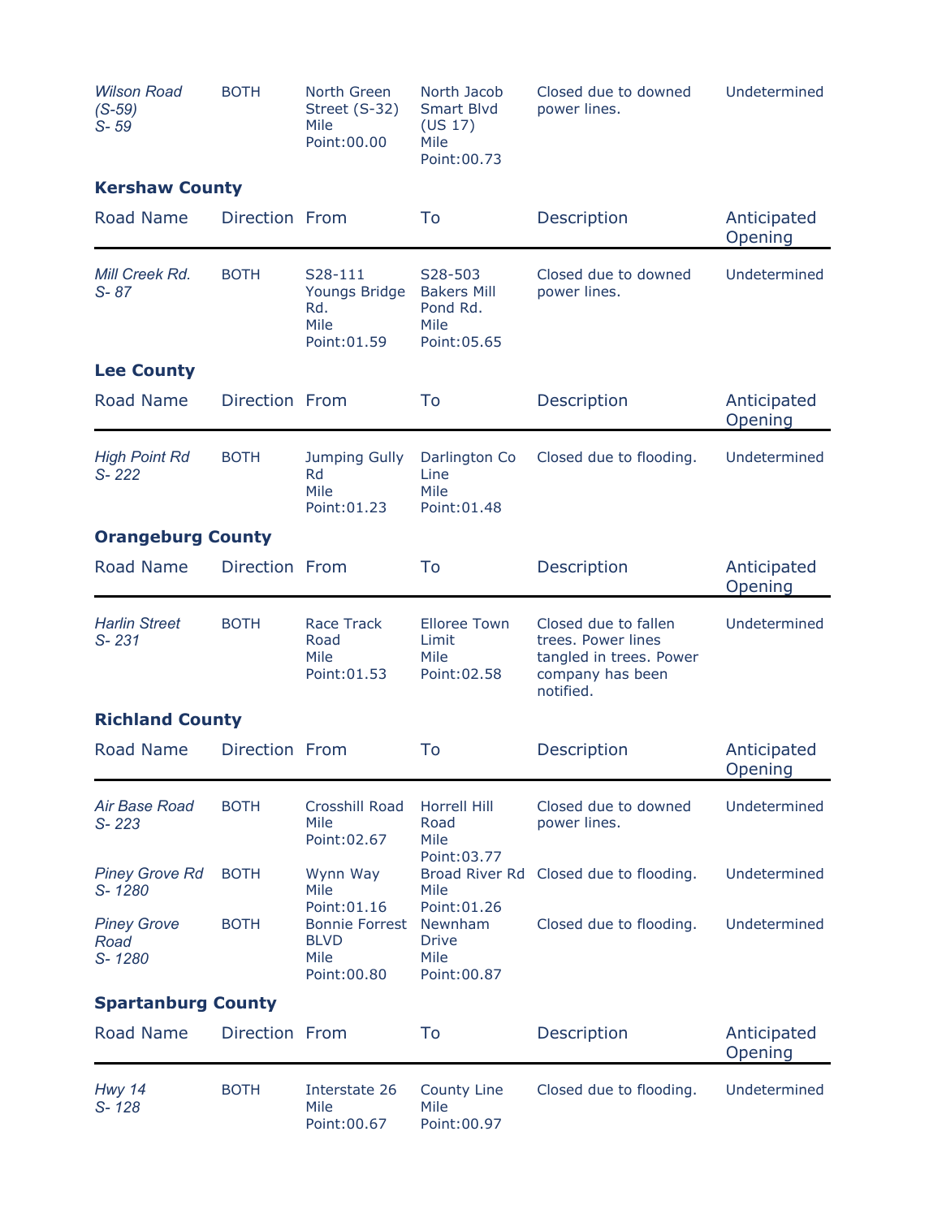| Road Name | Direction | From | To | Description | Anticipated Opening |
|---|---|---|---|---|---|
| *Wilson Road (S-59) S- 59* | BOTH | North Green Street (S-32) Mile Point:00.00 | North Jacob Smart Blvd (US 17) Mile Point:00.73 | Closed due to downed power lines. | Undetermined |

**Kershaw County**

| Road Name | Direction | From | To | Description | Anticipated Opening |
|---|---|---|---|---|---|
| *Mill Creek Rd. S- 87* | BOTH | S28-111 Youngs Bridge Rd. Mile Point:01.59 | S28-503 Bakers Mill Pond Rd. Mile Point:05.65 | Closed due to downed power lines. | Undetermined |

**Lee County**

| Road Name | Direction | From | To | Description | Anticipated Opening |
|---|---|---|---|---|---|
| *High Point Rd S- 222* | BOTH | Jumping Gully Rd Mile Point:01.23 | Darlington Co Line Mile Point:01.48 | Closed due to flooding. | Undetermined |

**Orangeburg County**

| Road Name | Direction | From | To | Description | Anticipated Opening |
|---|---|---|---|---|---|
| *Harlin Street S- 231* | BOTH | Race Track Road Mile Point:01.53 | Elloree Town Limit Mile Point:02.58 | Closed due to fallen trees. Power lines tangled in trees. Power company has been notified. | Undetermined |

**Richland County**

| Road Name | Direction | From | To | Description | Anticipated Opening |
|---|---|---|---|---|---|
| *Air Base Road S- 223* | BOTH | Crosshill Road Mile Point:02.67 | Horrell Hill Road Mile Point:03.77 | Closed due to downed power lines. | Undetermined |
| *Piney Grove Rd S- 1280* | BOTH | Wynn Way Mile Point:01.16 | Broad River Rd Mile Point:01.26 | Closed due to flooding. | Undetermined |
| *Piney Grove Road S- 1280* | BOTH | Bonnie Forrest BLVD Mile Point:00.80 | Newnham Drive Mile Point:00.87 | Closed due to flooding. | Undetermined |

**Spartanburg County**

| Road Name | Direction | From | To | Description | Anticipated Opening |
|---|---|---|---|---|---|
| *Hwy 14 S- 128* | BOTH | Interstate 26 Mile Point:00.67 | County Line Mile Point:00.97 | Closed due to flooding. | Undetermined |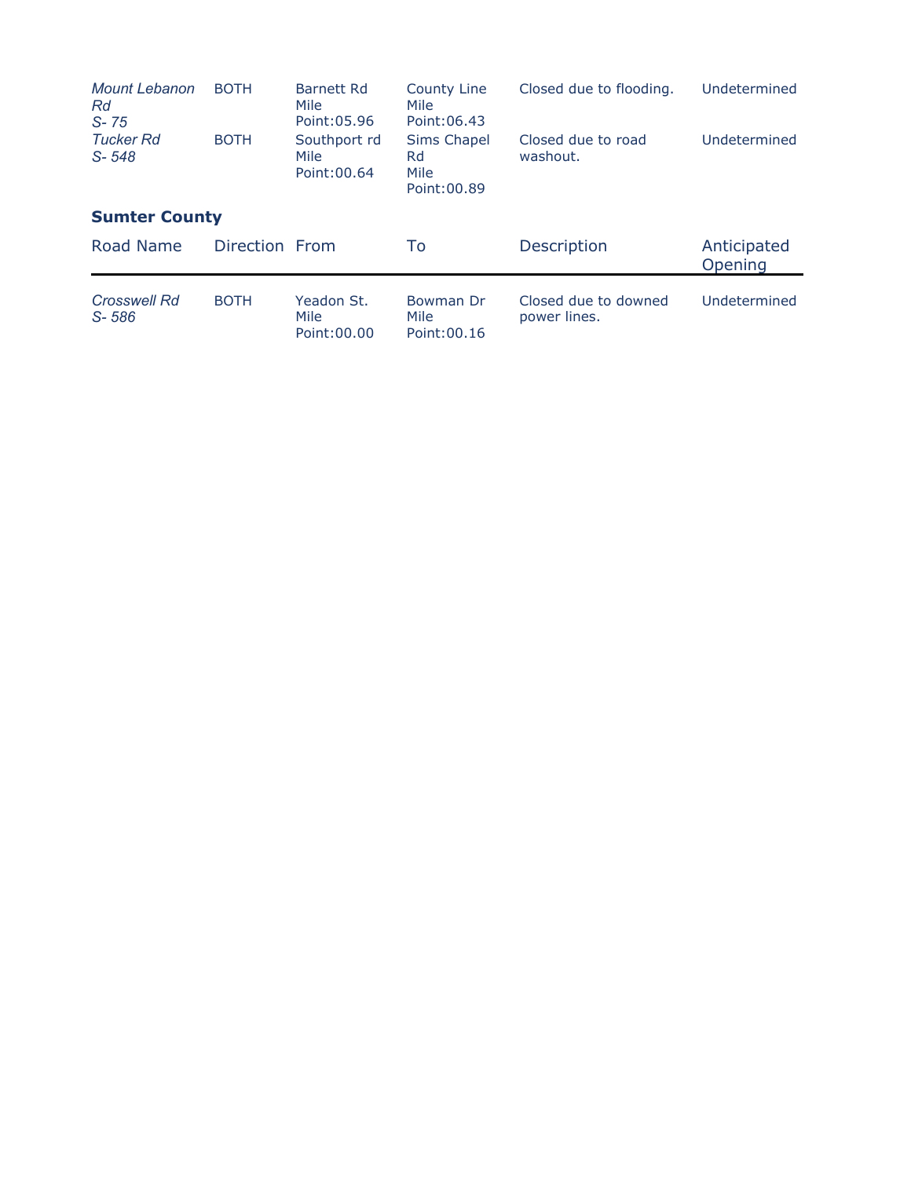| | | | | | |
|---|---|---|---|---|---|
| *Mount Lebanon Rd S- 75* | BOTH | Barnett Rd Mile Point:05.96 | County Line Mile Point:06.43 | Closed due to flooding. | Undetermined |
| *Tucker Rd S- 548* | BOTH | Southport rd Mile Point:00.64 | Sims Chapel Rd Mile Point:00.89 | Closed due to road washout. | Undetermined |

## Sumter County

| Road Name | Direction | From | To | Description | Anticipated Opening |
|---|---|---|---|---|---|
| *Crosswell Rd S- 586* | BOTH | Yeadon St. Mile Point:00.00 | Bowman Dr Mile Point:00.16 | Closed due to downed power lines. | Undetermined |